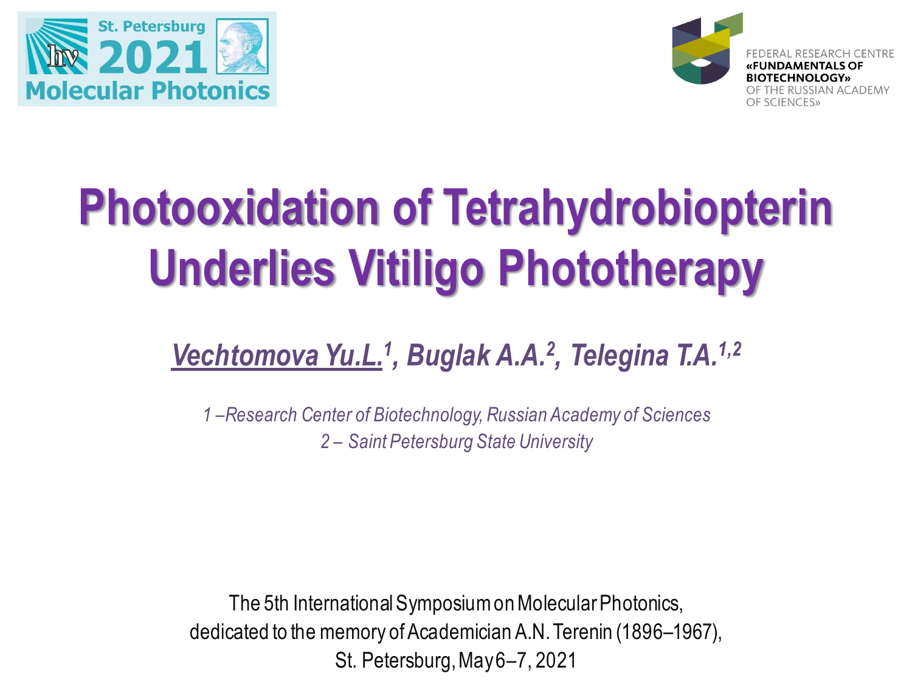St. Petersburg 2021 Molecular Photonics

FEDERAL RESEARCH CENTRE «FUNDAMENTALS OF BIOTECHNOLOGY» OF THE RUSSIAN ACADEMY OF SCIENCES»

# Photooxidation of Tetrahydrobiopterin Underlies Vitiligo Phototherapy

***Vechtomova Yu.L.*[1], *Buglak A.A.*[2], *Telegina T.A.*[1,2]**

*1 –Research Center of Biotechnology, Russian Academy of Sciences*
*2 – Saint Petersburg State University*

The 5th International Symposium on Molecular Photonics,
dedicated to the memory of Academician A.N. Terenin (1896–1967),
St. Petersburg, May 6–7, 2021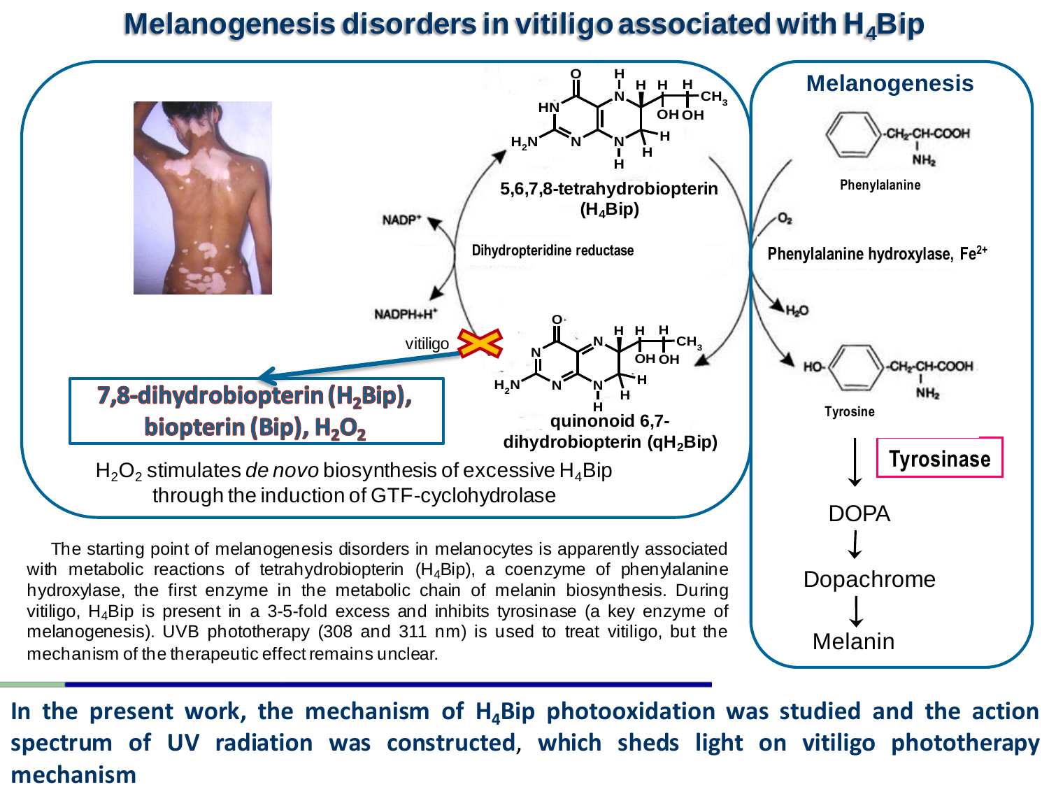# Melanogenesis disorders in vitiligo associated with $H_4Bip$

5,6,7,8-tetrahydrobiopterin ($H_4Bip$)

Dihydropteridine reductase

$NADP^+$

$NADPH+H^+$

vitiligo

quinonoid 6,7-dihydrobiopterin ($qH_2Bip$)

**7,8-dihydrobiopterin ($H_2Bip$), biopterin (Bip), $H_2O_2$**

$H_2O_2$ stimulates *de novo* biosynthesis of excessive $H_4Bip$ through the induction of GTF-cyclohydrolase

## Melanogenesis

Phenylalanine

$O_2$

Phenylalanine hydroxylase, $Fe^{2+}$

$H_2O$

Tyrosine

**Tyrosinase**

DOPA

Dopachrome

Melanin

The starting point of melanogenesis disorders in melanocytes is apparently associated with metabolic reactions of tetrahydrobiopterin ($H_4Bip$), a coenzyme of phenylalanine hydroxylase, the first enzyme in the metabolic chain of melanin biosynthesis. During vitiligo, $H_4Bip$ is present in a 3-5-fold excess and inhibits tyrosinase (a key enzyme of melanogenesis). UVB phototherapy (308 and 311 nm) is used to treat vitiligo, but the mechanism of the therapeutic effect remains unclear.

**In the present work, the mechanism of $H_4Bip$ photooxidation was studied and the action spectrum of UV radiation was constructed, which sheds light on vitiligo phototherapy mechanism**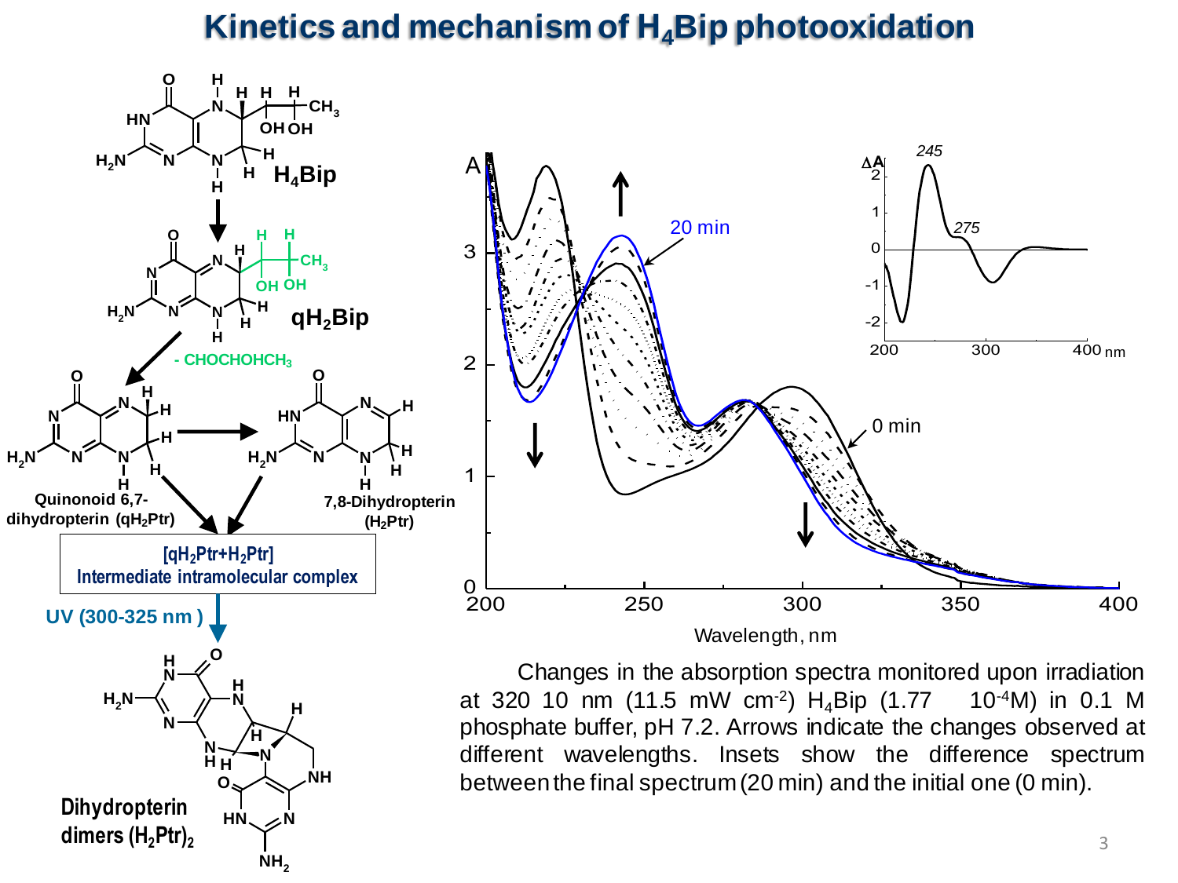# Kinetics and mechanism of $H_4Bip$ photooxidation

$H_4Bip$

$qH_2Bip$

- $CHOCHOHCH_3$

Quinonoid 6,7-dihydropterin ($qH_2Ptr$)

7,8-Dihydropterin ($H_2Ptr$)

[$qH_2Ptr+H_2Ptr$] Intermediate intramolecular complex

UV (300-325 nm)

Dihydropterin dimers $(H_2Ptr)_2$

Changes in the absorption spectra monitored upon irradiation at 320 10 nm (11.5 mW $cm^{-2}$) $H_4Bip$ (1.77 $10^{-4}$M) in 0.1 M phosphate buffer, pH 7.2. Arrows indicate the changes observed at different wavelengths. Insets show the difference spectrum between the final spectrum (20 min) and the initial one (0 min).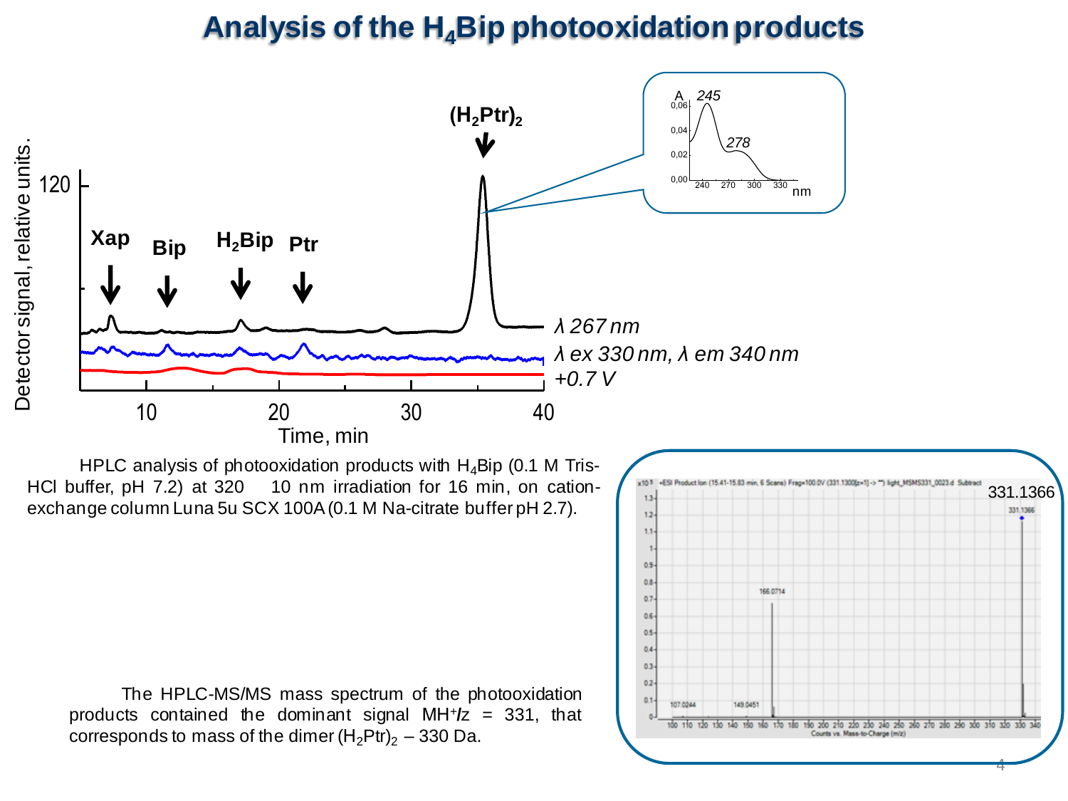# Analysis of the $H_4$Bip photooxidation products

HPLC analysis of photooxidation products with $H_4$Bip (0.1 M Tris-HCl buffer, pH 7.2) at 320 10 nm irradiation for 16 min, on cation-exchange column Luna 5u SCX 100A (0.1 M Na-citrate buffer pH 2.7).

The HPLC-MS/MS mass spectrum of the photooxidation products contained the dominant signal $MH^+/z$ = 331, that corresponds to mass of the dimer $(H_2Ptr)_2$ – 330 Da.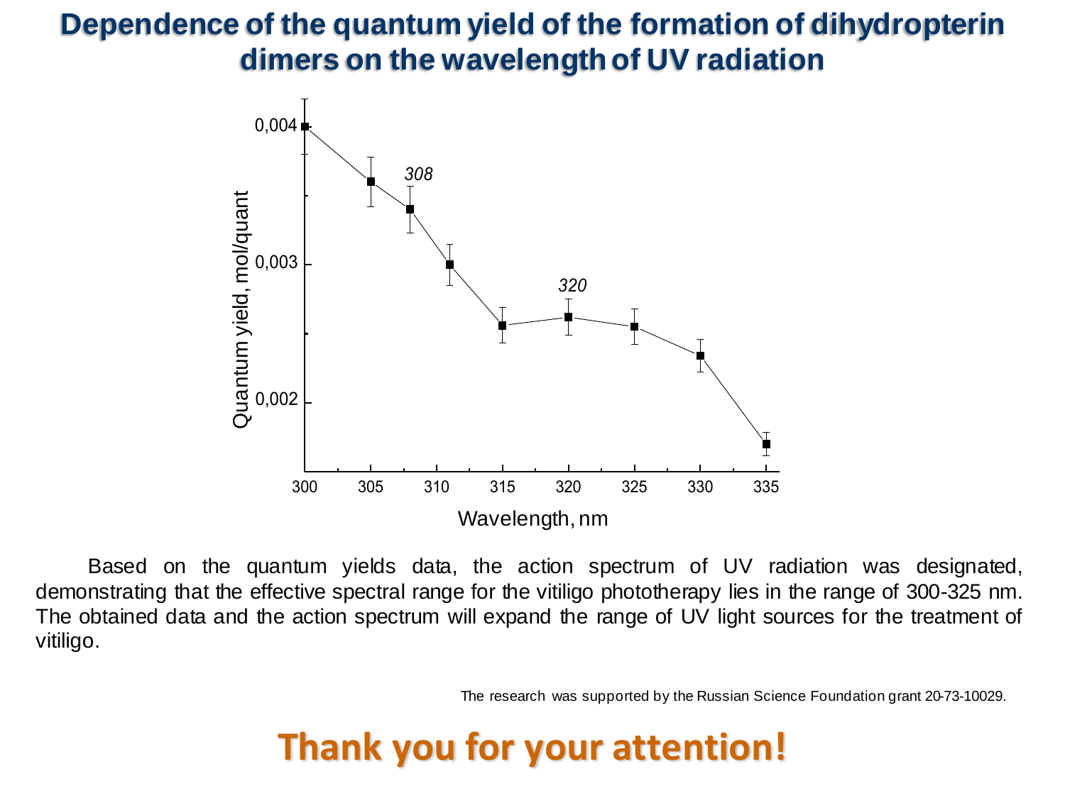# Dependence of the quantum yield of the formation of dihydropterin dimers on the wavelength of UV radiation

Quantum yield, mol/quant

0,004
0,003
0,002

308
320

300 305 310 315 320 325 330 335

Wavelength, nm

Based on the quantum yields data, the action spectrum of UV radiation was designated, demonstrating that the effective spectral range for the vitiligo phototherapy lies in the range of 300-325 nm. The obtained data and the action spectrum will expand the range of UV light sources for the treatment of vitiligo.

The research was supported by the Russian Science Foundation grant 20-73-10029.

**Thank you for your attention!**